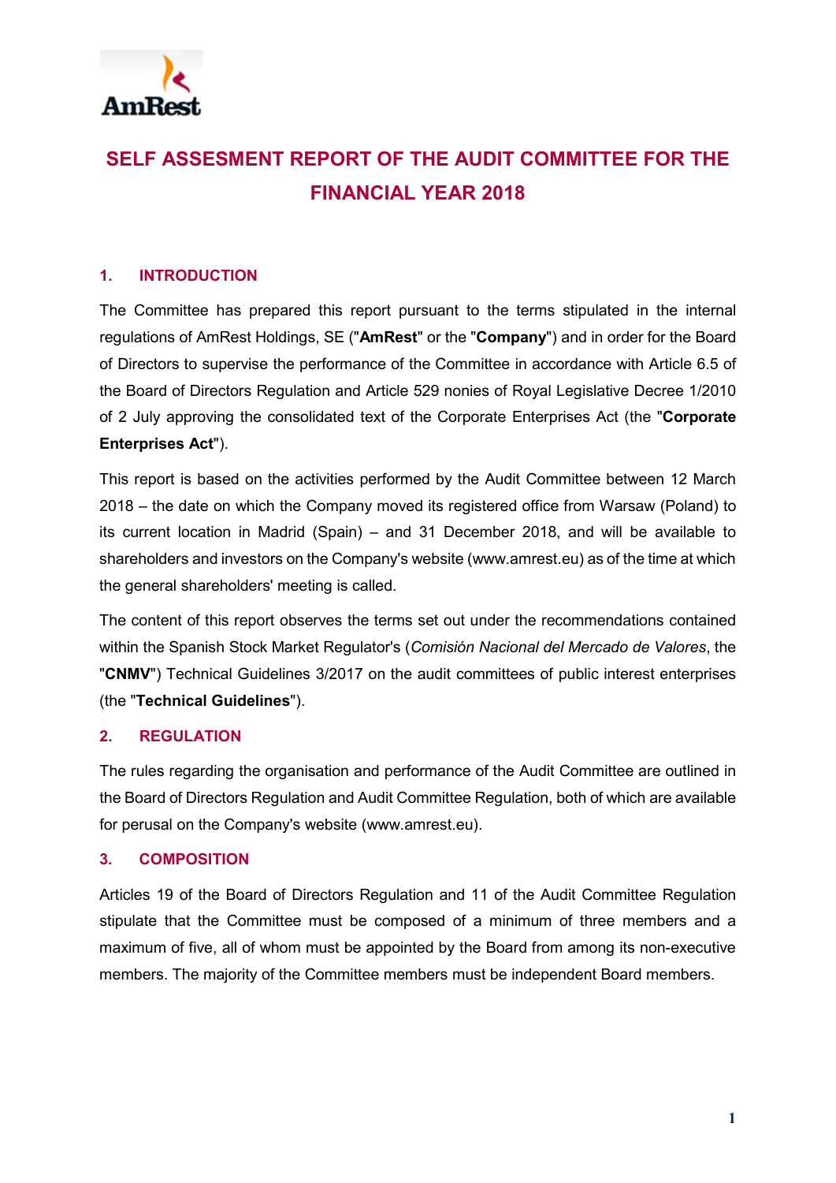# SELF ASSESMENT REPORT OF THE AUDIT COMMITTEE FOR THE FINANCIAL YEAR 2018

## 1. INTRODUCTION

The Committee has prepared this report pursuant to the terms stipulated in the internal regulations of AmRest Holdings, SE ("**AmRest**" or the "**Company**") and in order for the Board of Directors to supervise the performance of the Committee in accordance with Article 6.5 of the Board of Directors Regulation and Article 529 nonies of Royal Legislative Decree 1/2010 of 2 July approving the consolidated text of the Corporate Enterprises Act (the "**Corporate Enterprises Act**").

This report is based on the activities performed by the Audit Committee between 12 March 2018 – the date on which the Company moved its registered office from Warsaw (Poland) to its current location in Madrid (Spain) – and 31 December 2018, and will be available to shareholders and investors on the Company's website (www.amrest.eu) as of the time at which the general shareholders' meeting is called.

The content of this report observes the terms set out under the recommendations contained within the Spanish Stock Market Regulator's (*Comisión Nacional del Mercado de Valores*, the "**CNMV**") Technical Guidelines 3/2017 on the audit committees of public interest enterprises (the "**Technical Guidelines**").

## 2. REGULATION

The rules regarding the organisation and performance of the Audit Committee are outlined in the Board of Directors Regulation and Audit Committee Regulation, both of which are available for perusal on the Company's website (www.amrest.eu).

## 3. COMPOSITION

Articles 19 of the Board of Directors Regulation and 11 of the Audit Committee Regulation stipulate that the Committee must be composed of a minimum of three members and a maximum of five, all of whom must be appointed by the Board from among its non-executive members. The majority of the Committee members must be independent Board members.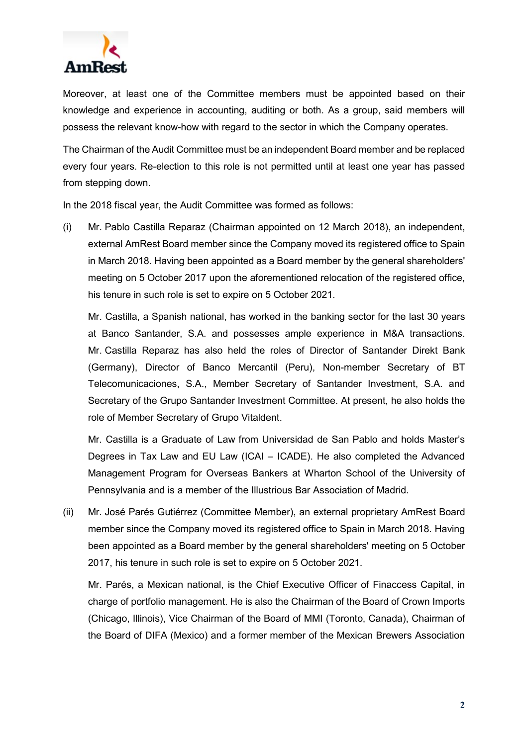Moreover, at least one of the Committee members must be appointed based on their knowledge and experience in accounting, auditing or both. As a group, said members will possess the relevant know-how with regard to the sector in which the Company operates.

The Chairman of the Audit Committee must be an independent Board member and be replaced every four years. Re-election to this role is not permitted until at least one year has passed from stepping down.

In the 2018 fiscal year, the Audit Committee was formed as follows:

(i) Mr. Pablo Castilla Reparaz (Chairman appointed on 12 March 2018), an independent, external AmRest Board member since the Company moved its registered office to Spain in March 2018. Having been appointed as a Board member by the general shareholders' meeting on 5 October 2017 upon the aforementioned relocation of the registered office, his tenure in such role is set to expire on 5 October 2021.

   Mr. Castilla, a Spanish national, has worked in the banking sector for the last 30 years at Banco Santander, S.A. and possesses ample experience in M&A transactions. Mr. Castilla Reparaz has also held the roles of Director of Santander Direkt Bank (Germany), Director of Banco Mercantil (Peru), Non-member Secretary of BT Telecomunicaciones, S.A., Member Secretary of Santander Investment, S.A. and Secretary of the Grupo Santander Investment Committee. At present, he also holds the role of Member Secretary of Grupo Vitaldent.

   Mr. Castilla is a Graduate of Law from Universidad de San Pablo and holds Master's Degrees in Tax Law and EU Law (ICAI – ICADE). He also completed the Advanced Management Program for Overseas Bankers at Wharton School of the University of Pennsylvania and is a member of the Illustrious Bar Association of Madrid.

(ii) Mr. José Parés Gutiérrez (Committee Member), an external proprietary AmRest Board member since the Company moved its registered office to Spain in March 2018. Having been appointed as a Board member by the general shareholders' meeting on 5 October 2017, his tenure in such role is set to expire on 5 October 2021.

   Mr. Parés, a Mexican national, is the Chief Executive Officer of Finaccess Capital, in charge of portfolio management. He is also the Chairman of the Board of Crown Imports (Chicago, Illinois), Vice Chairman of the Board of MMI (Toronto, Canada), Chairman of the Board of DIFA (Mexico) and a former member of the Mexican Brewers Association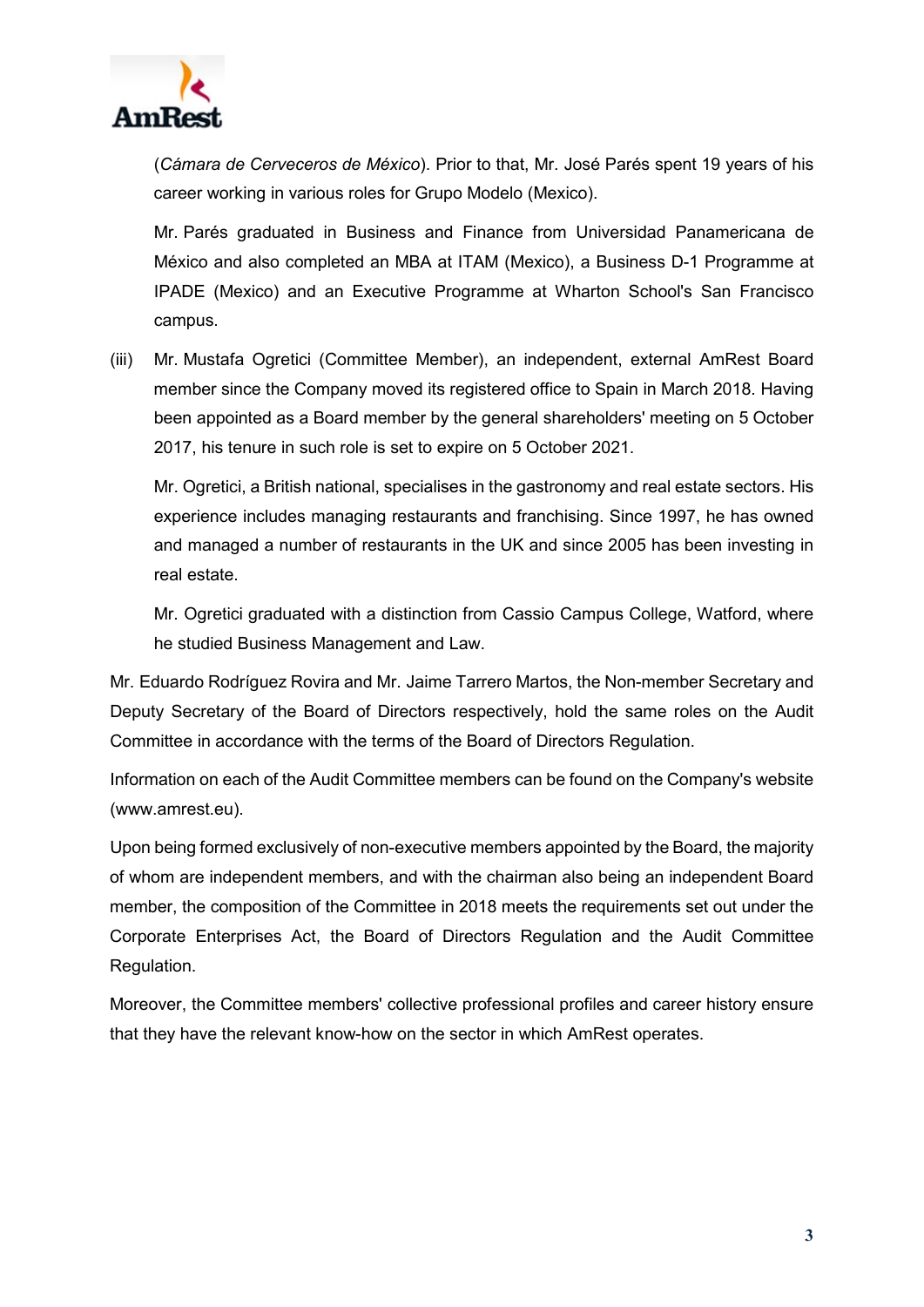(*Cámara de Cerveceros de México*). Prior to that, Mr. José Parés spent 19 years of his career working in various roles for Grupo Modelo (Mexico).

Mr. Parés graduated in Business and Finance from Universidad Panamericana de México and also completed an MBA at ITAM (Mexico), a Business D-1 Programme at IPADE (Mexico) and an Executive Programme at Wharton School's San Francisco campus.

(iii) Mr. Mustafa Ogretici (Committee Member), an independent, external AmRest Board member since the Company moved its registered office to Spain in March 2018. Having been appointed as a Board member by the general shareholders' meeting on 5 October 2017, his tenure in such role is set to expire on 5 October 2021.

Mr. Ogretici, a British national, specialises in the gastronomy and real estate sectors. His experience includes managing restaurants and franchising. Since 1997, he has owned and managed a number of restaurants in the UK and since 2005 has been investing in real estate.

Mr. Ogretici graduated with a distinction from Cassio Campus College, Watford, where he studied Business Management and Law.

Mr. Eduardo Rodríguez Rovira and Mr. Jaime Tarrero Martos, the Non-member Secretary and Deputy Secretary of the Board of Directors respectively, hold the same roles on the Audit Committee in accordance with the terms of the Board of Directors Regulation.

Information on each of the Audit Committee members can be found on the Company's website (www.amrest.eu).

Upon being formed exclusively of non-executive members appointed by the Board, the majority of whom are independent members, and with the chairman also being an independent Board member, the composition of the Committee in 2018 meets the requirements set out under the Corporate Enterprises Act, the Board of Directors Regulation and the Audit Committee Regulation.

Moreover, the Committee members' collective professional profiles and career history ensure that they have the relevant know-how on the sector in which AmRest operates.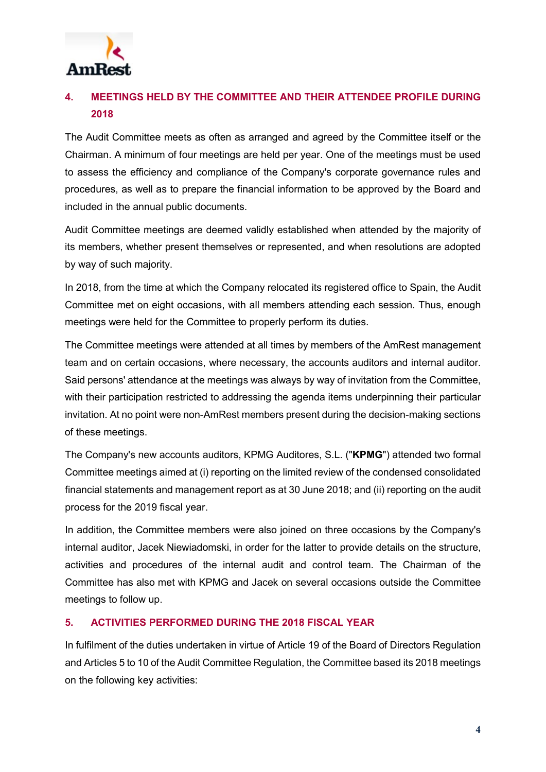## 4. MEETINGS HELD BY THE COMMITTEE AND THEIR ATTENDEE PROFILE DURING 2018

The Audit Committee meets as often as arranged and agreed by the Committee itself or the Chairman. A minimum of four meetings are held per year. One of the meetings must be used to assess the efficiency and compliance of the Company's corporate governance rules and procedures, as well as to prepare the financial information to be approved by the Board and included in the annual public documents.

Audit Committee meetings are deemed validly established when attended by the majority of its members, whether present themselves or represented, and when resolutions are adopted by way of such majority.

In 2018, from the time at which the Company relocated its registered office to Spain, the Audit Committee met on eight occasions, with all members attending each session. Thus, enough meetings were held for the Committee to properly perform its duties.

The Committee meetings were attended at all times by members of the AmRest management team and on certain occasions, where necessary, the accounts auditors and internal auditor. Said persons' attendance at the meetings was always by way of invitation from the Committee, with their participation restricted to addressing the agenda items underpinning their particular invitation. At no point were non-AmRest members present during the decision-making sections of these meetings.

The Company's new accounts auditors, KPMG Auditores, S.L. ("**KPMG**") attended two formal Committee meetings aimed at (i) reporting on the limited review of the condensed consolidated financial statements and management report as at 30 June 2018; and (ii) reporting on the audit process for the 2019 fiscal year.

In addition, the Committee members were also joined on three occasions by the Company's internal auditor, Jacek Niewiadomski, in order for the latter to provide details on the structure, activities and procedures of the internal audit and control team. The Chairman of the Committee has also met with KPMG and Jacek on several occasions outside the Committee meetings to follow up.

## 5. ACTIVITIES PERFORMED DURING THE 2018 FISCAL YEAR

In fulfilment of the duties undertaken in virtue of Article 19 of the Board of Directors Regulation and Articles 5 to 10 of the Audit Committee Regulation, the Committee based its 2018 meetings on the following key activities: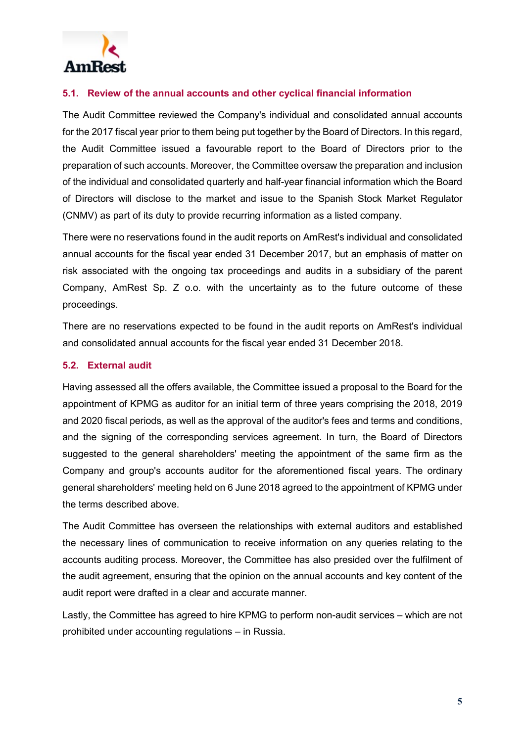### 5.1. Review of the annual accounts and other cyclical financial information

The Audit Committee reviewed the Company's individual and consolidated annual accounts for the 2017 fiscal year prior to them being put together by the Board of Directors. In this regard, the Audit Committee issued a favourable report to the Board of Directors prior to the preparation of such accounts. Moreover, the Committee oversaw the preparation and inclusion of the individual and consolidated quarterly and half-year financial information which the Board of Directors will disclose to the market and issue to the Spanish Stock Market Regulator (CNMV) as part of its duty to provide recurring information as a listed company.

There were no reservations found in the audit reports on AmRest's individual and consolidated annual accounts for the fiscal year ended 31 December 2017, but an emphasis of matter on risk associated with the ongoing tax proceedings and audits in a subsidiary of the parent Company, AmRest Sp. Z o.o. with the uncertainty as to the future outcome of these proceedings.

There are no reservations expected to be found in the audit reports on AmRest's individual and consolidated annual accounts for the fiscal year ended 31 December 2018.

### 5.2. External audit

Having assessed all the offers available, the Committee issued a proposal to the Board for the appointment of KPMG as auditor for an initial term of three years comprising the 2018, 2019 and 2020 fiscal periods, as well as the approval of the auditor's fees and terms and conditions, and the signing of the corresponding services agreement. In turn, the Board of Directors suggested to the general shareholders' meeting the appointment of the same firm as the Company and group's accounts auditor for the aforementioned fiscal years. The ordinary general shareholders' meeting held on 6 June 2018 agreed to the appointment of KPMG under the terms described above.

The Audit Committee has overseen the relationships with external auditors and established the necessary lines of communication to receive information on any queries relating to the accounts auditing process. Moreover, the Committee has also presided over the fulfilment of the audit agreement, ensuring that the opinion on the annual accounts and key content of the audit report were drafted in a clear and accurate manner.

Lastly, the Committee has agreed to hire KPMG to perform non-audit services – which are not prohibited under accounting regulations – in Russia.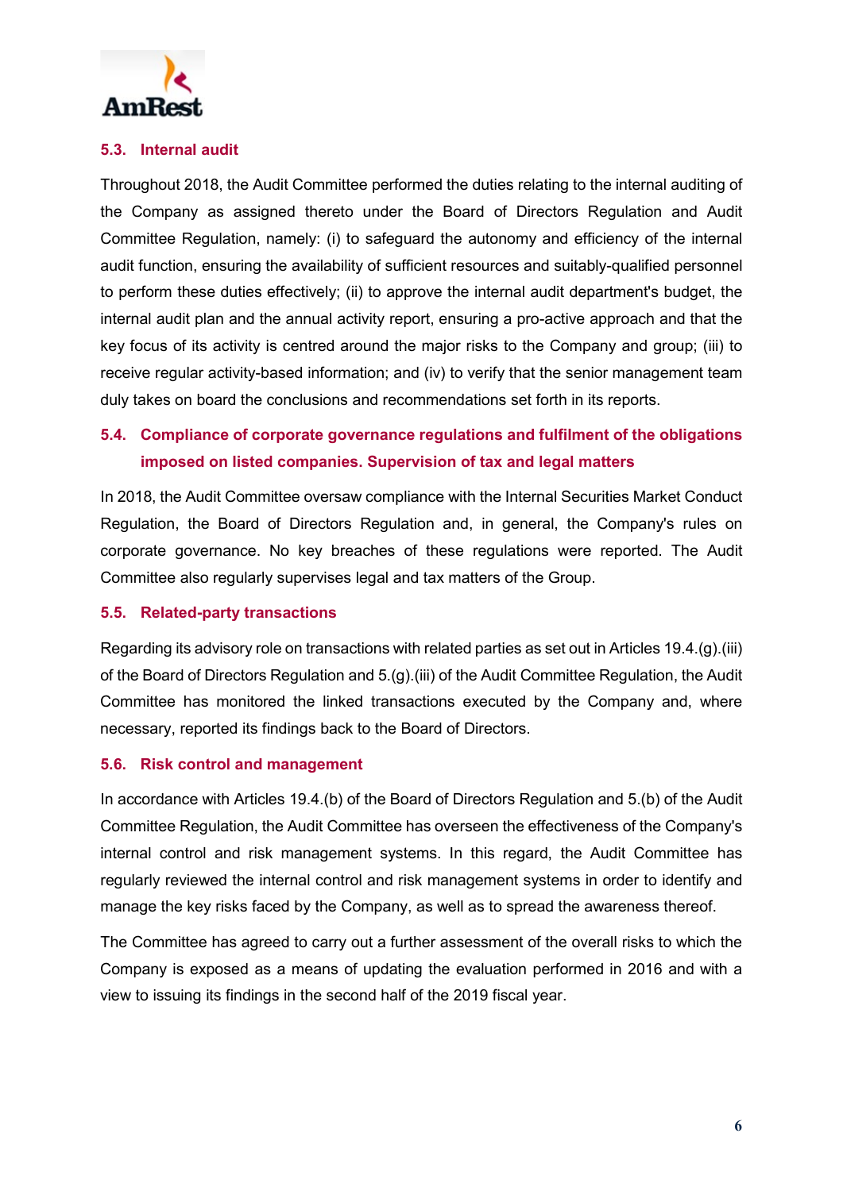### 5.3. Internal audit

Throughout 2018, the Audit Committee performed the duties relating to the internal auditing of the Company as assigned thereto under the Board of Directors Regulation and Audit Committee Regulation, namely: (i) to safeguard the autonomy and efficiency of the internal audit function, ensuring the availability of sufficient resources and suitably-qualified personnel to perform these duties effectively; (ii) to approve the internal audit department's budget, the internal audit plan and the annual activity report, ensuring a pro-active approach and that the key focus of its activity is centred around the major risks to the Company and group; (iii) to receive regular activity-based information; and (iv) to verify that the senior management team duly takes on board the conclusions and recommendations set forth in its reports.

### 5.4. Compliance of corporate governance regulations and fulfilment of the obligations imposed on listed companies. Supervision of tax and legal matters

In 2018, the Audit Committee oversaw compliance with the Internal Securities Market Conduct Regulation, the Board of Directors Regulation and, in general, the Company's rules on corporate governance. No key breaches of these regulations were reported. The Audit Committee also regularly supervises legal and tax matters of the Group.

### 5.5. Related-party transactions

Regarding its advisory role on transactions with related parties as set out in Articles 19.4.(g).(iii) of the Board of Directors Regulation and 5.(g).(iii) of the Audit Committee Regulation, the Audit Committee has monitored the linked transactions executed by the Company and, where necessary, reported its findings back to the Board of Directors.

### 5.6. Risk control and management

In accordance with Articles 19.4.(b) of the Board of Directors Regulation and 5.(b) of the Audit Committee Regulation, the Audit Committee has overseen the effectiveness of the Company's internal control and risk management systems. In this regard, the Audit Committee has regularly reviewed the internal control and risk management systems in order to identify and manage the key risks faced by the Company, as well as to spread the awareness thereof.

The Committee has agreed to carry out a further assessment of the overall risks to which the Company is exposed as a means of updating the evaluation performed in 2016 and with a view to issuing its findings in the second half of the 2019 fiscal year.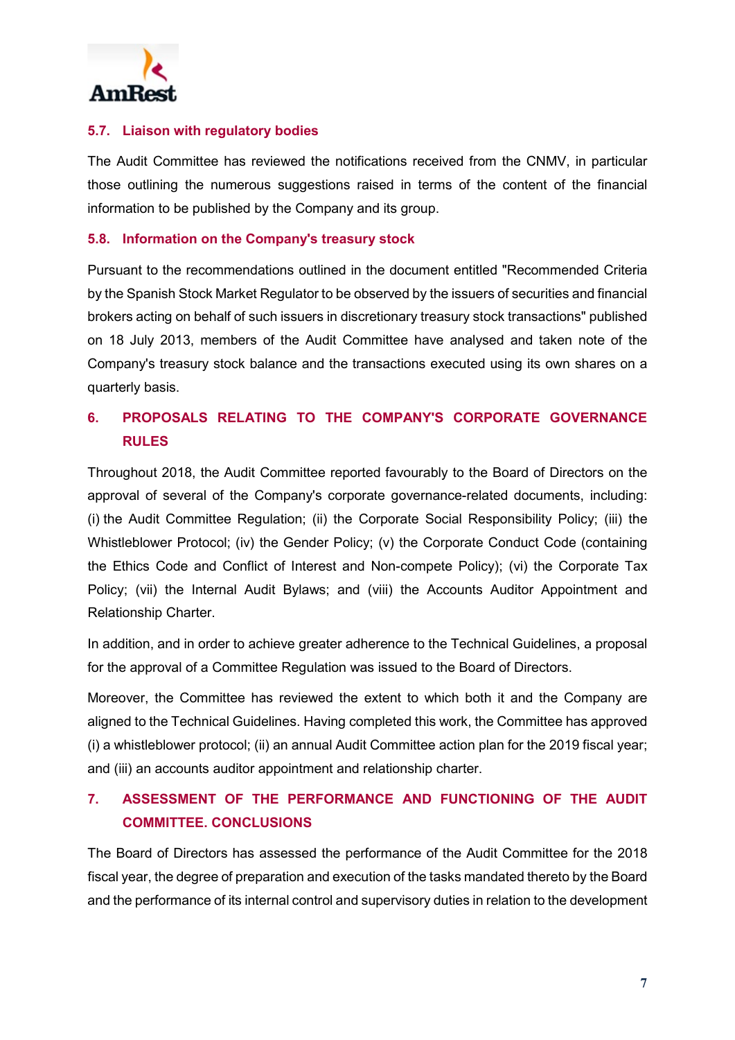### 5.7. Liaison with regulatory bodies

The Audit Committee has reviewed the notifications received from the CNMV, in particular those outlining the numerous suggestions raised in terms of the content of the financial information to be published by the Company and its group.

### 5.8. Information on the Company's treasury stock

Pursuant to the recommendations outlined in the document entitled "Recommended Criteria by the Spanish Stock Market Regulator to be observed by the issuers of securities and financial brokers acting on behalf of such issuers in discretionary treasury stock transactions" published on 18 July 2013, members of the Audit Committee have analysed and taken note of the Company's treasury stock balance and the transactions executed using its own shares on a quarterly basis.

## 6. PROPOSALS RELATING TO THE COMPANY'S CORPORATE GOVERNANCE RULES

Throughout 2018, the Audit Committee reported favourably to the Board of Directors on the approval of several of the Company's corporate governance-related documents, including: (i) the Audit Committee Regulation; (ii) the Corporate Social Responsibility Policy; (iii) the Whistleblower Protocol; (iv) the Gender Policy; (v) the Corporate Conduct Code (containing the Ethics Code and Conflict of Interest and Non-compete Policy); (vi) the Corporate Tax Policy; (vii) the Internal Audit Bylaws; and (viii) the Accounts Auditor Appointment and Relationship Charter.

In addition, and in order to achieve greater adherence to the Technical Guidelines, a proposal for the approval of a Committee Regulation was issued to the Board of Directors.

Moreover, the Committee has reviewed the extent to which both it and the Company are aligned to the Technical Guidelines. Having completed this work, the Committee has approved (i) a whistleblower protocol; (ii) an annual Audit Committee action plan for the 2019 fiscal year; and (iii) an accounts auditor appointment and relationship charter.

## 7. ASSESSMENT OF THE PERFORMANCE AND FUNCTIONING OF THE AUDIT COMMITTEE. CONCLUSIONS

The Board of Directors has assessed the performance of the Audit Committee for the 2018 fiscal year, the degree of preparation and execution of the tasks mandated thereto by the Board and the performance of its internal control and supervisory duties in relation to the development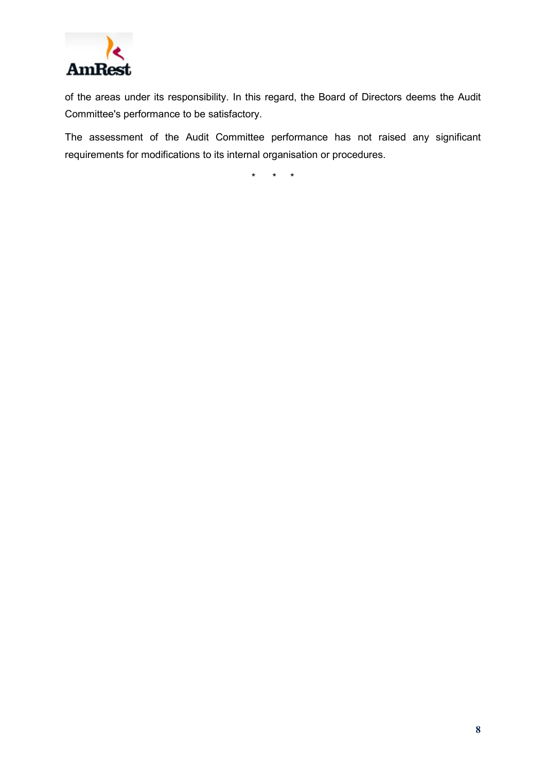of the areas under its responsibility. In this regard, the Board of Directors deems the Audit Committee's performance to be satisfactory.

The assessment of the Audit Committee performance has not raised any significant requirements for modifications to its internal organisation or procedures.

\* \* \*